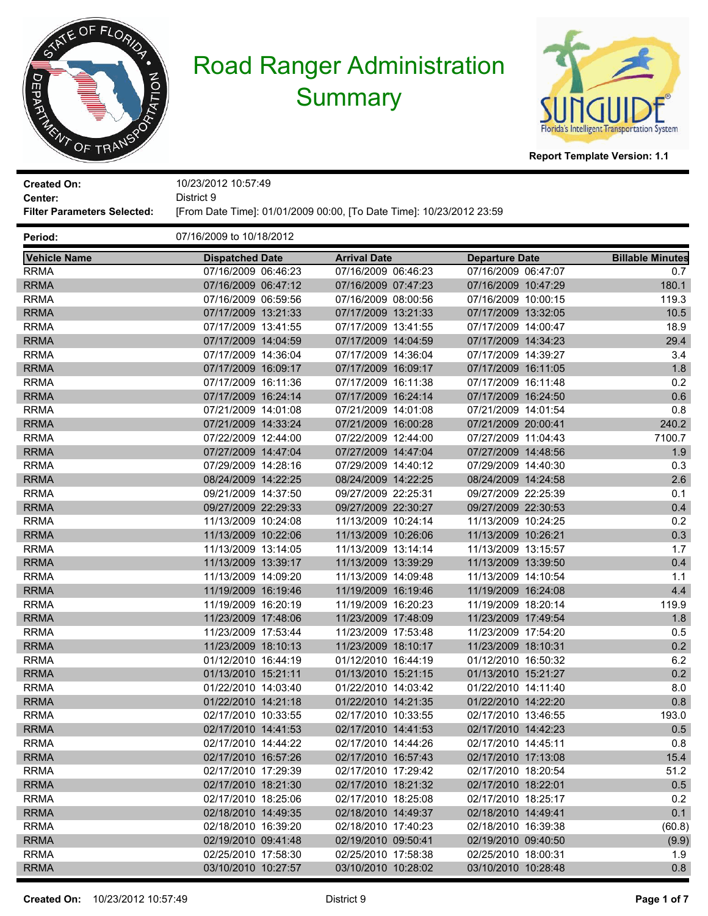# Road Ranger Administration Summary

**Report Template Version: 1.1**

**Created On:** 10/23/2012 10:57:49
**Center:** District 9
**Filter Parameters Selected:** [From Date Time]: 01/01/2009 00:00, [To Date Time]: 10/23/2012 23:59

**Period:** 07/16/2009 to 10/18/2012

| Vehicle Name | Dispatched Date | Arrival Date | Departure Date | Billable Minutes |
|---|---|---|---|---|
| RRMA | 07/16/2009 06:46:23 | 07/16/2009 06:46:23 | 07/16/2009 06:47:07 | 0.7 |
| RRMA | 07/16/2009 06:47:12 | 07/16/2009 07:47:23 | 07/16/2009 10:47:29 | 180.1 |
| RRMA | 07/16/2009 06:59:56 | 07/16/2009 08:00:56 | 07/16/2009 10:00:15 | 119.3 |
| RRMA | 07/17/2009 13:21:33 | 07/17/2009 13:21:33 | 07/17/2009 13:32:05 | 10.5 |
| RRMA | 07/17/2009 13:41:55 | 07/17/2009 13:41:55 | 07/17/2009 14:00:47 | 18.9 |
| RRMA | 07/17/2009 14:04:59 | 07/17/2009 14:04:59 | 07/17/2009 14:34:23 | 29.4 |
| RRMA | 07/17/2009 14:36:04 | 07/17/2009 14:36:04 | 07/17/2009 14:39:27 | 3.4 |
| RRMA | 07/17/2009 16:09:17 | 07/17/2009 16:09:17 | 07/17/2009 16:11:05 | 1.8 |
| RRMA | 07/17/2009 16:11:36 | 07/17/2009 16:11:38 | 07/17/2009 16:11:48 | 0.2 |
| RRMA | 07/17/2009 16:24:14 | 07/17/2009 16:24:14 | 07/17/2009 16:24:50 | 0.6 |
| RRMA | 07/21/2009 14:01:08 | 07/21/2009 14:01:08 | 07/21/2009 14:01:54 | 0.8 |
| RRMA | 07/21/2009 14:33:24 | 07/21/2009 16:00:28 | 07/21/2009 20:00:41 | 240.2 |
| RRMA | 07/22/2009 12:44:00 | 07/22/2009 12:44:00 | 07/27/2009 11:04:43 | 7100.7 |
| RRMA | 07/27/2009 14:47:04 | 07/27/2009 14:47:04 | 07/27/2009 14:48:56 | 1.9 |
| RRMA | 07/29/2009 14:28:16 | 07/29/2009 14:40:12 | 07/29/2009 14:40:30 | 0.3 |
| RRMA | 08/24/2009 14:22:25 | 08/24/2009 14:22:25 | 08/24/2009 14:24:58 | 2.6 |
| RRMA | 09/21/2009 14:37:50 | 09/27/2009 22:25:31 | 09/27/2009 22:25:39 | 0.1 |
| RRMA | 09/27/2009 22:29:33 | 09/27/2009 22:30:27 | 09/27/2009 22:30:53 | 0.4 |
| RRMA | 11/13/2009 10:24:08 | 11/13/2009 10:24:14 | 11/13/2009 10:24:25 | 0.2 |
| RRMA | 11/13/2009 10:22:06 | 11/13/2009 10:26:06 | 11/13/2009 10:26:21 | 0.3 |
| RRMA | 11/13/2009 13:14:05 | 11/13/2009 13:14:14 | 11/13/2009 13:15:57 | 1.7 |
| RRMA | 11/13/2009 13:39:17 | 11/13/2009 13:39:29 | 11/13/2009 13:39:50 | 0.4 |
| RRMA | 11/13/2009 14:09:20 | 11/13/2009 14:09:48 | 11/13/2009 14:10:54 | 1.1 |
| RRMA | 11/19/2009 16:19:46 | 11/19/2009 16:19:46 | 11/19/2009 16:24:08 | 4.4 |
| RRMA | 11/19/2009 16:20:19 | 11/19/2009 16:20:23 | 11/19/2009 18:20:14 | 119.9 |
| RRMA | 11/23/2009 17:48:06 | 11/23/2009 17:48:09 | 11/23/2009 17:49:54 | 1.8 |
| RRMA | 11/23/2009 17:53:44 | 11/23/2009 17:53:48 | 11/23/2009 17:54:20 | 0.5 |
| RRMA | 11/23/2009 18:10:13 | 11/23/2009 18:10:17 | 11/23/2009 18:10:31 | 0.2 |
| RRMA | 01/12/2010 16:44:19 | 01/12/2010 16:44:19 | 01/12/2010 16:50:32 | 6.2 |
| RRMA | 01/13/2010 15:21:11 | 01/13/2010 15:21:15 | 01/13/2010 15:21:27 | 0.2 |
| RRMA | 01/22/2010 14:03:40 | 01/22/2010 14:03:42 | 01/22/2010 14:11:40 | 8.0 |
| RRMA | 01/22/2010 14:21:18 | 01/22/2010 14:21:35 | 01/22/2010 14:22:20 | 0.8 |
| RRMA | 02/17/2010 10:33:55 | 02/17/2010 10:33:55 | 02/17/2010 13:46:55 | 193.0 |
| RRMA | 02/17/2010 14:41:53 | 02/17/2010 14:41:53 | 02/17/2010 14:42:23 | 0.5 |
| RRMA | 02/17/2010 14:44:22 | 02/17/2010 14:44:26 | 02/17/2010 14:45:11 | 0.8 |
| RRMA | 02/17/2010 16:57:26 | 02/17/2010 16:57:43 | 02/17/2010 17:13:08 | 15.4 |
| RRMA | 02/17/2010 17:29:39 | 02/17/2010 17:29:42 | 02/17/2010 18:20:54 | 51.2 |
| RRMA | 02/17/2010 18:21:30 | 02/17/2010 18:21:32 | 02/17/2010 18:22:01 | 0.5 |
| RRMA | 02/17/2010 18:25:06 | 02/17/2010 18:25:08 | 02/17/2010 18:25:17 | 0.2 |
| RRMA | 02/18/2010 14:49:35 | 02/18/2010 14:49:37 | 02/18/2010 14:49:41 | 0.1 |
| RRMA | 02/18/2010 16:39:20 | 02/18/2010 17:40:23 | 02/18/2010 16:39:38 | (60.8) |
| RRMA | 02/19/2010 09:41:48 | 02/19/2010 09:50:41 | 02/19/2010 09:40:50 | (9.9) |
| RRMA | 02/25/2010 17:58:30 | 02/25/2010 17:58:38 | 02/25/2010 18:00:31 | 1.9 |
| RRMA | 03/10/2010 10:27:57 | 03/10/2010 10:28:02 | 03/10/2010 10:28:48 | 0.8 |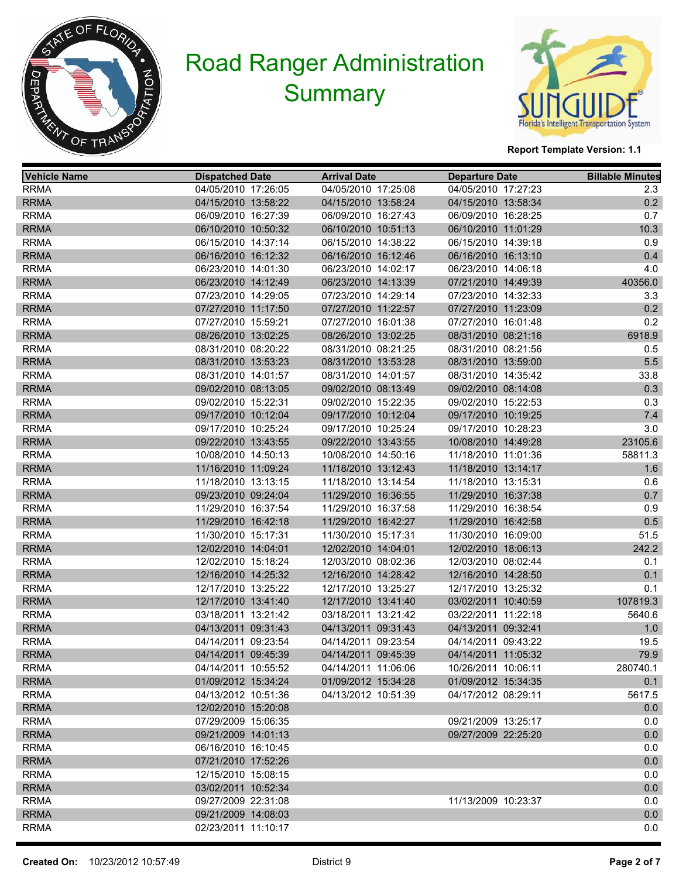# Road Ranger Administration Summary

**Report Template Version: 1.1**

| Vehicle Name | Dispatched Date | Arrival Date | Departure Date | Billable Minutes |
|---|---|---|---|---|
| RRMA | 04/05/2010 17:26:05 | 04/05/2010 17:25:08 | 04/05/2010 17:27:23 | 2.3 |
| RRMA | 04/15/2010 13:58:22 | 04/15/2010 13:58:24 | 04/15/2010 13:58:34 | 0.2 |
| RRMA | 06/09/2010 16:27:39 | 06/09/2010 16:27:43 | 06/09/2010 16:28:25 | 0.7 |
| RRMA | 06/10/2010 10:50:32 | 06/10/2010 10:51:13 | 06/10/2010 11:01:29 | 10.3 |
| RRMA | 06/15/2010 14:37:14 | 06/15/2010 14:38:22 | 06/15/2010 14:39:18 | 0.9 |
| RRMA | 06/16/2010 16:12:32 | 06/16/2010 16:12:46 | 06/16/2010 16:13:10 | 0.4 |
| RRMA | 06/23/2010 14:01:30 | 06/23/2010 14:02:17 | 06/23/2010 14:06:18 | 4.0 |
| RRMA | 06/23/2010 14:12:49 | 06/23/2010 14:13:39 | 07/21/2010 14:49:39 | 40356.0 |
| RRMA | 07/23/2010 14:29:05 | 07/23/2010 14:29:14 | 07/23/2010 14:32:33 | 3.3 |
| RRMA | 07/27/2010 11:17:50 | 07/27/2010 11:22:57 | 07/27/2010 11:23:09 | 0.2 |
| RRMA | 07/27/2010 15:59:21 | 07/27/2010 16:01:38 | 07/27/2010 16:01:48 | 0.2 |
| RRMA | 08/26/2010 13:02:25 | 08/26/2010 13:02:25 | 08/31/2010 08:21:16 | 6918.9 |
| RRMA | 08/31/2010 08:20:22 | 08/31/2010 08:21:25 | 08/31/2010 08:21:56 | 0.5 |
| RRMA | 08/31/2010 13:53:23 | 08/31/2010 13:53:28 | 08/31/2010 13:59:00 | 5.5 |
| RRMA | 08/31/2010 14:01:57 | 08/31/2010 14:01:57 | 08/31/2010 14:35:42 | 33.8 |
| RRMA | 09/02/2010 08:13:05 | 09/02/2010 08:13:49 | 09/02/2010 08:14:08 | 0.3 |
| RRMA | 09/02/2010 15:22:31 | 09/02/2010 15:22:35 | 09/02/2010 15:22:53 | 0.3 |
| RRMA | 09/17/2010 10:12:04 | 09/17/2010 10:12:04 | 09/17/2010 10:19:25 | 7.4 |
| RRMA | 09/17/2010 10:25:24 | 09/17/2010 10:25:24 | 09/17/2010 10:28:23 | 3.0 |
| RRMA | 09/22/2010 13:43:55 | 09/22/2010 13:43:55 | 10/08/2010 14:49:28 | 23105.6 |
| RRMA | 10/08/2010 14:50:13 | 10/08/2010 14:50:16 | 11/18/2010 11:01:36 | 58811.3 |
| RRMA | 11/16/2010 11:09:24 | 11/18/2010 13:12:43 | 11/18/2010 13:14:17 | 1.6 |
| RRMA | 11/18/2010 13:13:15 | 11/18/2010 13:14:54 | 11/18/2010 13:15:31 | 0.6 |
| RRMA | 09/23/2010 09:24:04 | 11/29/2010 16:36:55 | 11/29/2010 16:37:38 | 0.7 |
| RRMA | 11/29/2010 16:37:54 | 11/29/2010 16:37:58 | 11/29/2010 16:38:54 | 0.9 |
| RRMA | 11/29/2010 16:42:18 | 11/29/2010 16:42:27 | 11/29/2010 16:42:58 | 0.5 |
| RRMA | 11/30/2010 15:17:31 | 11/30/2010 15:17:31 | 11/30/2010 16:09:00 | 51.5 |
| RRMA | 12/02/2010 14:04:01 | 12/02/2010 14:04:01 | 12/02/2010 18:06:13 | 242.2 |
| RRMA | 12/02/2010 15:18:24 | 12/03/2010 08:02:36 | 12/03/2010 08:02:44 | 0.1 |
| RRMA | 12/16/2010 14:25:32 | 12/16/2010 14:28:42 | 12/16/2010 14:28:50 | 0.1 |
| RRMA | 12/17/2010 13:25:22 | 12/17/2010 13:25:27 | 12/17/2010 13:25:32 | 0.1 |
| RRMA | 12/17/2010 13:41:40 | 12/17/2010 13:41:40 | 03/02/2011 10:40:59 | 107819.3 |
| RRMA | 03/18/2011 13:21:42 | 03/18/2011 13:21:42 | 03/22/2011 11:22:18 | 5640.6 |
| RRMA | 04/13/2011 09:31:43 | 04/13/2011 09:31:43 | 04/13/2011 09:32:41 | 1.0 |
| RRMA | 04/14/2011 09:23:54 | 04/14/2011 09:23:54 | 04/14/2011 09:43:22 | 19.5 |
| RRMA | 04/14/2011 09:45:39 | 04/14/2011 09:45:39 | 04/14/2011 11:05:32 | 79.9 |
| RRMA | 04/14/2011 10:55:52 | 04/14/2011 11:06:06 | 10/26/2011 10:06:11 | 280740.1 |
| RRMA | 01/09/2012 15:34:24 | 01/09/2012 15:34:28 | 01/09/2012 15:34:35 | 0.1 |
| RRMA | 04/13/2012 10:51:36 | 04/13/2012 10:51:39 | 04/17/2012 08:29:11 | 5617.5 |
| RRMA | 12/02/2010 15:20:08 | | | 0.0 |
| RRMA | 07/29/2009 15:06:35 | | 09/21/2009 13:25:17 | 0.0 |
| RRMA | 09/21/2009 14:01:13 | | 09/27/2009 22:25:20 | 0.0 |
| RRMA | 06/16/2010 16:10:45 | | | 0.0 |
| RRMA | 07/21/2010 17:52:26 | | | 0.0 |
| RRMA | 12/15/2010 15:08:15 | | | 0.0 |
| RRMA | 03/02/2011 10:52:34 | | | 0.0 |
| RRMA | 09/27/2009 22:31:08 | | 11/13/2009 10:23:37 | 0.0 |
| RRMA | 09/21/2009 14:08:03 | | | 0.0 |
| RRMA | 02/23/2011 11:10:17 | | | 0.0 |

**Created On:** 10/23/2012 10:57:49 District 9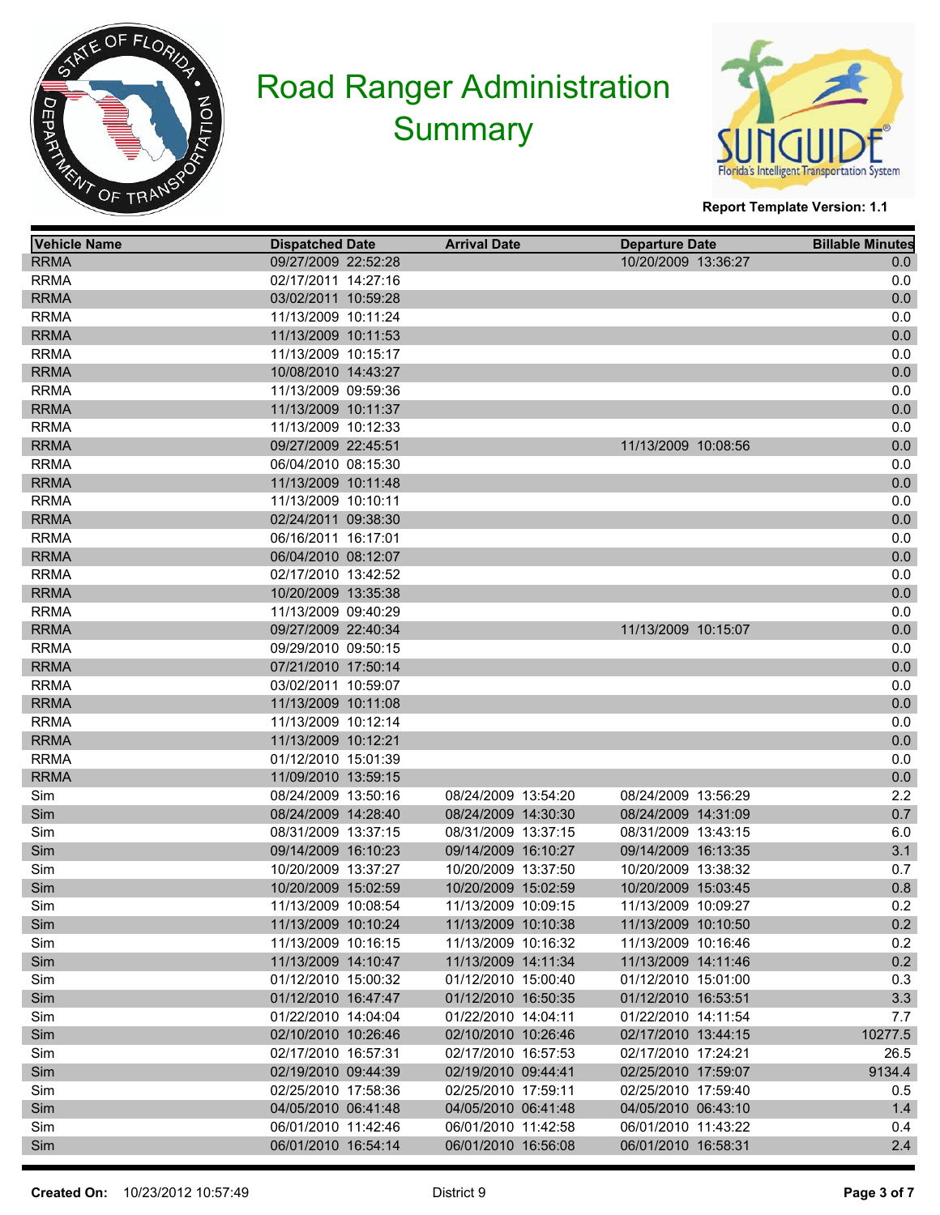# Road Ranger Administration Summary

**Report Template Version: 1.1**

| Vehicle Name | Dispatched Date | Arrival Date | Departure Date | Billable Minutes |
|---|---|---|---|---|
| RRMA | 09/27/2009 22:52:28 | | 10/20/2009 13:36:27 | 0.0 |
| RRMA | 02/17/2011 14:27:16 | | | 0.0 |
| RRMA | 03/02/2011 10:59:28 | | | 0.0 |
| RRMA | 11/13/2009 10:11:24 | | | 0.0 |
| RRMA | 11/13/2009 10:11:53 | | | 0.0 |
| RRMA | 11/13/2009 10:15:17 | | | 0.0 |
| RRMA | 10/08/2010 14:43:27 | | | 0.0 |
| RRMA | 11/13/2009 09:59:36 | | | 0.0 |
| RRMA | 11/13/2009 10:11:37 | | | 0.0 |
| RRMA | 11/13/2009 10:12:33 | | | 0.0 |
| RRMA | 09/27/2009 22:45:51 | | 11/13/2009 10:08:56 | 0.0 |
| RRMA | 06/04/2010 08:15:30 | | | 0.0 |
| RRMA | 11/13/2009 10:11:48 | | | 0.0 |
| RRMA | 11/13/2009 10:10:11 | | | 0.0 |
| RRMA | 02/24/2011 09:38:30 | | | 0.0 |
| RRMA | 06/16/2011 16:17:01 | | | 0.0 |
| RRMA | 06/04/2010 08:12:07 | | | 0.0 |
| RRMA | 02/17/2010 13:42:52 | | | 0.0 |
| RRMA | 10/20/2009 13:35:38 | | | 0.0 |
| RRMA | 11/13/2009 09:40:29 | | | 0.0 |
| RRMA | 09/27/2009 22:40:34 | | 11/13/2009 10:15:07 | 0.0 |
| RRMA | 09/29/2010 09:50:15 | | | 0.0 |
| RRMA | 07/21/2010 17:50:14 | | | 0.0 |
| RRMA | 03/02/2011 10:59:07 | | | 0.0 |
| RRMA | 11/13/2009 10:11:08 | | | 0.0 |
| RRMA | 11/13/2009 10:12:14 | | | 0.0 |
| RRMA | 11/13/2009 10:12:21 | | | 0.0 |
| RRMA | 01/12/2010 15:01:39 | | | 0.0 |
| RRMA | 11/09/2010 13:59:15 | | | 0.0 |
| Sim | 08/24/2009 13:50:16 | 08/24/2009 13:54:20 | 08/24/2009 13:56:29 | 2.2 |
| Sim | 08/24/2009 14:28:40 | 08/24/2009 14:30:30 | 08/24/2009 14:31:09 | 0.7 |
| Sim | 08/31/2009 13:37:15 | 08/31/2009 13:37:15 | 08/31/2009 13:43:15 | 6.0 |
| Sim | 09/14/2009 16:10:23 | 09/14/2009 16:10:27 | 09/14/2009 16:13:35 | 3.1 |
| Sim | 10/20/2009 13:37:27 | 10/20/2009 13:37:50 | 10/20/2009 13:38:32 | 0.7 |
| Sim | 10/20/2009 15:02:59 | 10/20/2009 15:02:59 | 10/20/2009 15:03:45 | 0.8 |
| Sim | 11/13/2009 10:08:54 | 11/13/2009 10:09:15 | 11/13/2009 10:09:27 | 0.2 |
| Sim | 11/13/2009 10:10:24 | 11/13/2009 10:10:38 | 11/13/2009 10:10:50 | 0.2 |
| Sim | 11/13/2009 10:16:15 | 11/13/2009 10:16:32 | 11/13/2009 10:16:46 | 0.2 |
| Sim | 11/13/2009 14:10:47 | 11/13/2009 14:11:34 | 11/13/2009 14:11:46 | 0.2 |
| Sim | 01/12/2010 15:00:32 | 01/12/2010 15:00:40 | 01/12/2010 15:01:00 | 0.3 |
| Sim | 01/12/2010 16:47:47 | 01/12/2010 16:50:35 | 01/12/2010 16:53:51 | 3.3 |
| Sim | 01/22/2010 14:04:04 | 01/22/2010 14:04:11 | 01/22/2010 14:11:54 | 7.7 |
| Sim | 02/10/2010 10:26:46 | 02/10/2010 10:26:46 | 02/17/2010 13:44:15 | 10277.5 |
| Sim | 02/17/2010 16:57:31 | 02/17/2010 16:57:53 | 02/17/2010 17:24:21 | 26.5 |
| Sim | 02/19/2010 09:44:39 | 02/19/2010 09:44:41 | 02/25/2010 17:59:07 | 9134.4 |
| Sim | 02/25/2010 17:58:36 | 02/25/2010 17:59:11 | 02/25/2010 17:59:40 | 0.5 |
| Sim | 04/05/2010 06:41:48 | 04/05/2010 06:41:48 | 04/05/2010 06:43:10 | 1.4 |
| Sim | 06/01/2010 11:42:46 | 06/01/2010 11:42:58 | 06/01/2010 11:43:22 | 0.4 |
| Sim | 06/01/2010 16:54:14 | 06/01/2010 16:56:08 | 06/01/2010 16:58:31 | 2.4 |

**Created On:** 10/23/2012 10:57:49 District 9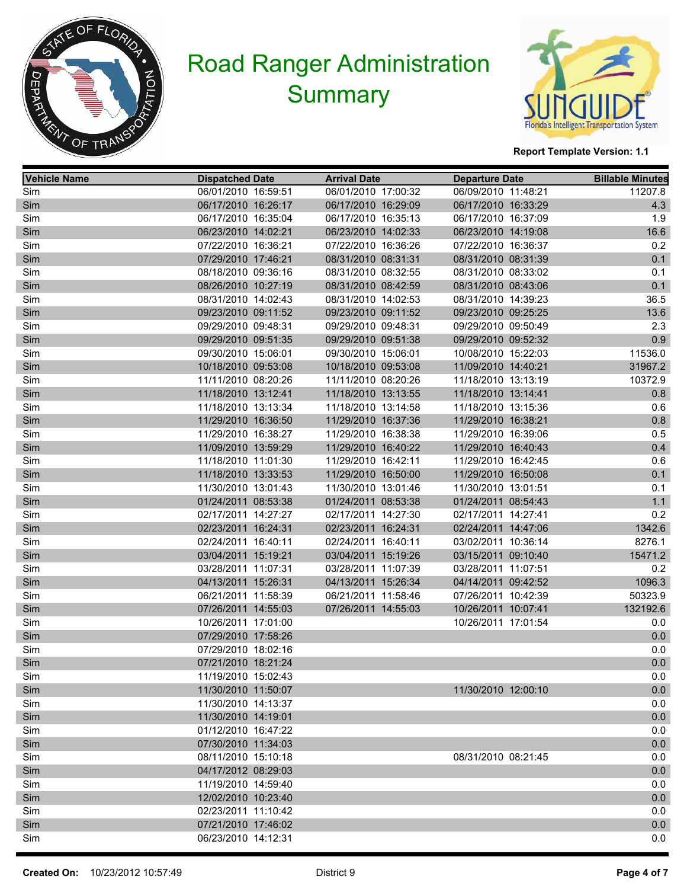# Road Ranger Administration Summary

**Report Template Version: 1.1**

| Vehicle Name | Dispatched Date | Arrival Date | Departure Date | Billable Minutes |
|---|---|---|---|---|
| Sim | 06/01/2010 16:59:51 | 06/01/2010 17:00:32 | 06/09/2010 11:48:21 | 11207.8 |
| Sim | 06/17/2010 16:26:17 | 06/17/2010 16:29:09 | 06/17/2010 16:33:29 | 4.3 |
| Sim | 06/17/2010 16:35:04 | 06/17/2010 16:35:13 | 06/17/2010 16:37:09 | 1.9 |
| Sim | 06/23/2010 14:02:21 | 06/23/2010 14:02:33 | 06/23/2010 14:19:08 | 16.6 |
| Sim | 07/22/2010 16:36:21 | 07/22/2010 16:36:26 | 07/22/2010 16:36:37 | 0.2 |
| Sim | 07/29/2010 17:46:21 | 08/31/2010 08:31:31 | 08/31/2010 08:31:39 | 0.1 |
| Sim | 08/18/2010 09:36:16 | 08/31/2010 08:32:55 | 08/31/2010 08:33:02 | 0.1 |
| Sim | 08/26/2010 10:27:19 | 08/31/2010 08:42:59 | 08/31/2010 08:43:06 | 0.1 |
| Sim | 08/31/2010 14:02:43 | 08/31/2010 14:02:53 | 08/31/2010 14:39:23 | 36.5 |
| Sim | 09/23/2010 09:11:52 | 09/23/2010 09:11:52 | 09/23/2010 09:25:25 | 13.6 |
| Sim | 09/29/2010 09:48:31 | 09/29/2010 09:48:31 | 09/29/2010 09:50:49 | 2.3 |
| Sim | 09/29/2010 09:51:35 | 09/29/2010 09:51:38 | 09/29/2010 09:52:32 | 0.9 |
| Sim | 09/30/2010 15:06:01 | 09/30/2010 15:06:01 | 10/08/2010 15:22:03 | 11536.0 |
| Sim | 10/18/2010 09:53:08 | 10/18/2010 09:53:08 | 11/09/2010 14:40:21 | 31967.2 |
| Sim | 11/11/2010 08:20:26 | 11/11/2010 08:20:26 | 11/18/2010 13:13:19 | 10372.9 |
| Sim | 11/18/2010 13:12:41 | 11/18/2010 13:13:55 | 11/18/2010 13:14:41 | 0.8 |
| Sim | 11/18/2010 13:13:34 | 11/18/2010 13:14:58 | 11/18/2010 13:15:36 | 0.6 |
| Sim | 11/29/2010 16:36:50 | 11/29/2010 16:37:36 | 11/29/2010 16:38:21 | 0.8 |
| Sim | 11/29/2010 16:38:27 | 11/29/2010 16:38:38 | 11/29/2010 16:39:06 | 0.5 |
| Sim | 11/09/2010 13:59:29 | 11/29/2010 16:40:22 | 11/29/2010 16:40:43 | 0.4 |
| Sim | 11/18/2010 11:01:30 | 11/29/2010 16:42:11 | 11/29/2010 16:42:45 | 0.6 |
| Sim | 11/18/2010 13:33:53 | 11/29/2010 16:50:00 | 11/29/2010 16:50:08 | 0.1 |
| Sim | 11/30/2010 13:01:43 | 11/30/2010 13:01:46 | 11/30/2010 13:01:51 | 0.1 |
| Sim | 01/24/2011 08:53:38 | 01/24/2011 08:53:38 | 01/24/2011 08:54:43 | 1.1 |
| Sim | 02/17/2011 14:27:27 | 02/17/2011 14:27:30 | 02/17/2011 14:27:41 | 0.2 |
| Sim | 02/23/2011 16:24:31 | 02/23/2011 16:24:31 | 02/24/2011 14:47:06 | 1342.6 |
| Sim | 02/24/2011 16:40:11 | 02/24/2011 16:40:11 | 03/02/2011 10:36:14 | 8276.1 |
| Sim | 03/04/2011 15:19:21 | 03/04/2011 15:19:26 | 03/15/2011 09:10:40 | 15471.2 |
| Sim | 03/28/2011 11:07:31 | 03/28/2011 11:07:39 | 03/28/2011 11:07:51 | 0.2 |
| Sim | 04/13/2011 15:26:31 | 04/13/2011 15:26:34 | 04/14/2011 09:42:52 | 1096.3 |
| Sim | 06/21/2011 11:58:39 | 06/21/2011 11:58:46 | 07/26/2011 10:42:39 | 50323.9 |
| Sim | 07/26/2011 14:55:03 | 07/26/2011 14:55:03 | 10/26/2011 10:07:41 | 132192.6 |
| Sim | 10/26/2011 17:01:00 | | 10/26/2011 17:01:54 | 0.0 |
| Sim | 07/29/2010 17:58:26 | | | 0.0 |
| Sim | 07/29/2010 18:02:16 | | | 0.0 |
| Sim | 07/21/2010 18:21:24 | | | 0.0 |
| Sim | 11/19/2010 15:02:43 | | | 0.0 |
| Sim | 11/30/2010 11:50:07 | | 11/30/2010 12:00:10 | 0.0 |
| Sim | 11/30/2010 14:13:37 | | | 0.0 |
| Sim | 11/30/2010 14:19:01 | | | 0.0 |
| Sim | 01/12/2010 16:47:22 | | | 0.0 |
| Sim | 07/30/2010 11:34:03 | | | 0.0 |
| Sim | 08/11/2010 15:10:18 | | 08/31/2010 08:21:45 | 0.0 |
| Sim | 04/17/2012 08:29:03 | | | 0.0 |
| Sim | 11/19/2010 14:59:40 | | | 0.0 |
| Sim | 12/02/2010 10:23:40 | | | 0.0 |
| Sim | 02/23/2011 11:10:42 | | | 0.0 |
| Sim | 07/21/2010 17:46:02 | | | 0.0 |
| Sim | 06/23/2010 14:12:31 | | | 0.0 |

**Created On:** 10/23/2012 10:57:49 District 9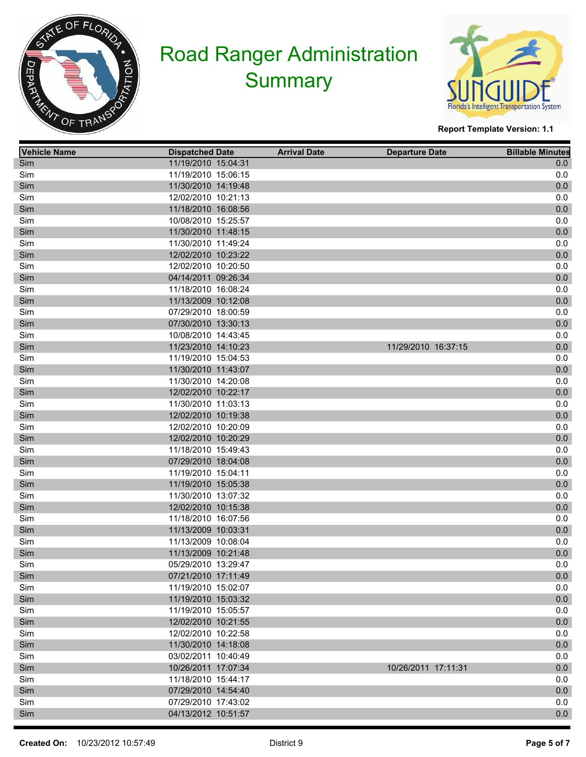# Road Ranger Administration Summary

**Report Template Version: 1.1**

| Vehicle Name | Dispatched Date | Arrival Date | Departure Date | Billable Minutes |
|---|---|---|---|---|
| Sim | 11/19/2010 15:04:31 | | | 0.0 |
| Sim | 11/19/2010 15:06:15 | | | 0.0 |
| Sim | 11/30/2010 14:19:48 | | | 0.0 |
| Sim | 12/02/2010 10:21:13 | | | 0.0 |
| Sim | 11/18/2010 16:08:56 | | | 0.0 |
| Sim | 10/08/2010 15:25:57 | | | 0.0 |
| Sim | 11/30/2010 11:48:15 | | | 0.0 |
| Sim | 11/30/2010 11:49:24 | | | 0.0 |
| Sim | 12/02/2010 10:23:22 | | | 0.0 |
| Sim | 12/02/2010 10:20:50 | | | 0.0 |
| Sim | 04/14/2011 09:26:34 | | | 0.0 |
| Sim | 11/18/2010 16:08:24 | | | 0.0 |
| Sim | 11/13/2009 10:12:08 | | | 0.0 |
| Sim | 07/29/2010 18:00:59 | | | 0.0 |
| Sim | 07/30/2010 13:30:13 | | | 0.0 |
| Sim | 10/08/2010 14:43:45 | | | 0.0 |
| Sim | 11/23/2010 14:10:23 | | 11/29/2010 16:37:15 | 0.0 |
| Sim | 11/19/2010 15:04:53 | | | 0.0 |
| Sim | 11/30/2010 11:43:07 | | | 0.0 |
| Sim | 11/30/2010 14:20:08 | | | 0.0 |
| Sim | 12/02/2010 10:22:17 | | | 0.0 |
| Sim | 11/30/2010 11:03:13 | | | 0.0 |
| Sim | 12/02/2010 10:19:38 | | | 0.0 |
| Sim | 12/02/2010 10:20:09 | | | 0.0 |
| Sim | 12/02/2010 10:20:29 | | | 0.0 |
| Sim | 11/18/2010 15:49:43 | | | 0.0 |
| Sim | 07/29/2010 18:04:08 | | | 0.0 |
| Sim | 11/19/2010 15:04:11 | | | 0.0 |
| Sim | 11/19/2010 15:05:38 | | | 0.0 |
| Sim | 11/30/2010 13:07:32 | | | 0.0 |
| Sim | 12/02/2010 10:15:38 | | | 0.0 |
| Sim | 11/18/2010 16:07:56 | | | 0.0 |
| Sim | 11/13/2009 10:03:31 | | | 0.0 |
| Sim | 11/13/2009 10:08:04 | | | 0.0 |
| Sim | 11/13/2009 10:21:48 | | | 0.0 |
| Sim | 05/29/2010 13:29:47 | | | 0.0 |
| Sim | 07/21/2010 17:11:49 | | | 0.0 |
| Sim | 11/19/2010 15:02:07 | | | 0.0 |
| Sim | 11/19/2010 15:03:32 | | | 0.0 |
| Sim | 11/19/2010 15:05:57 | | | 0.0 |
| Sim | 12/02/2010 10:21:55 | | | 0.0 |
| Sim | 12/02/2010 10:22:58 | | | 0.0 |
| Sim | 11/30/2010 14:18:08 | | | 0.0 |
| Sim | 03/02/2011 10:40:49 | | | 0.0 |
| Sim | 10/26/2011 17:07:34 | | 10/26/2011 17:11:31 | 0.0 |
| Sim | 11/18/2010 15:44:17 | | | 0.0 |
| Sim | 07/29/2010 14:54:40 | | | 0.0 |
| Sim | 07/29/2010 17:43:02 | | | 0.0 |
| Sim | 04/13/2012 10:51:57 | | | 0.0 |

**Created On:** 10/23/2012 10:57:49 — District 9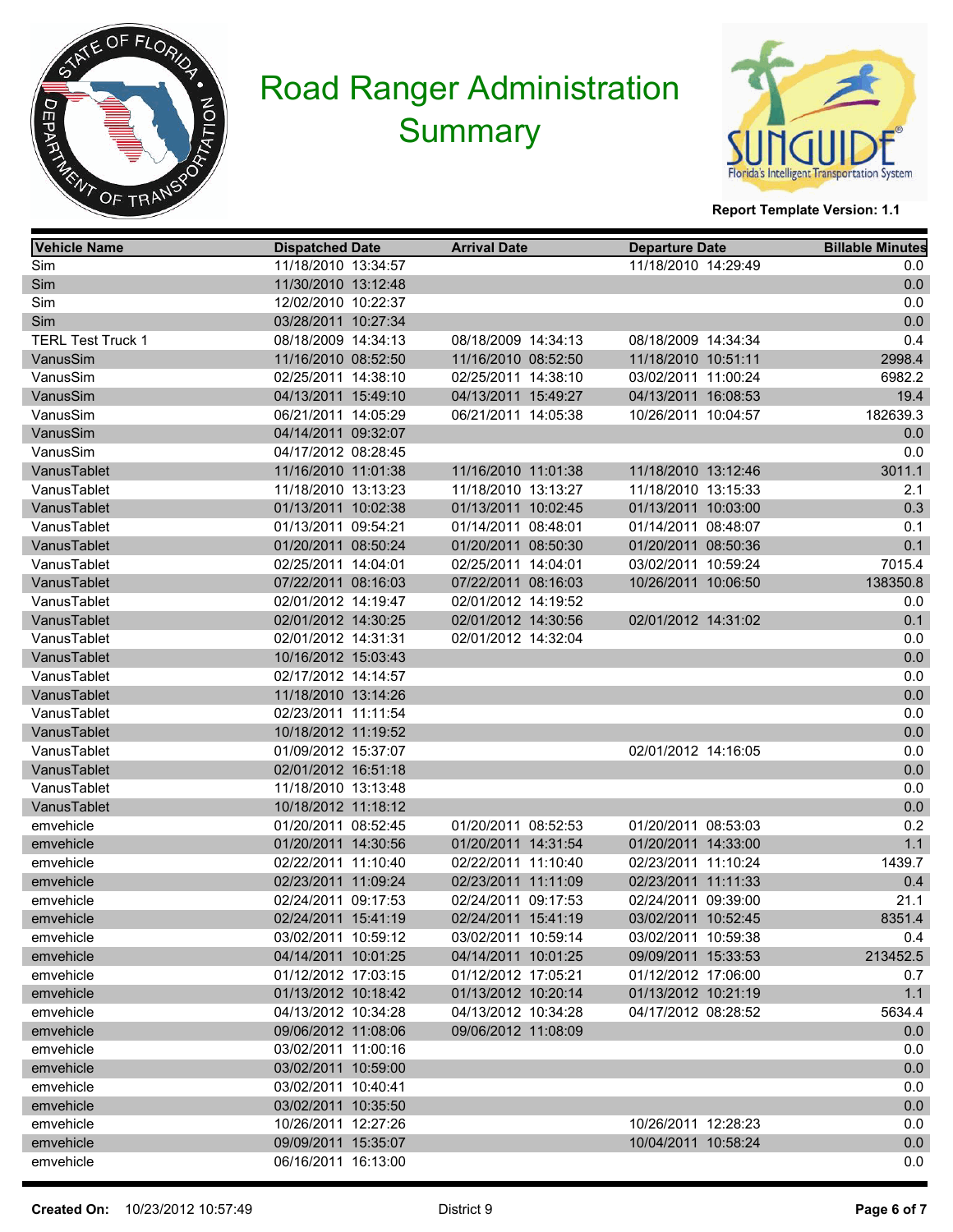# Road Ranger Administration Summary

**Report Template Version: 1.1**

| Vehicle Name | Dispatched Date | Arrival Date | Departure Date | Billable Minutes |
|---|---|---|---|---|
| Sim | 11/18/2010 13:34:57 | | 11/18/2010 14:29:49 | 0.0 |
| Sim | 11/30/2010 13:12:48 | | | 0.0 |
| Sim | 12/02/2010 10:22:37 | | | 0.0 |
| Sim | 03/28/2011 10:27:34 | | | 0.0 |
| TERL Test Truck 1 | 08/18/2009 14:34:13 | 08/18/2009 14:34:13 | 08/18/2009 14:34:34 | 0.4 |
| VanusSim | 11/16/2010 08:52:50 | 11/16/2010 08:52:50 | 11/18/2010 10:51:11 | 2998.4 |
| VanusSim | 02/25/2011 14:38:10 | 02/25/2011 14:38:10 | 03/02/2011 11:00:24 | 6982.2 |
| VanusSim | 04/13/2011 15:49:10 | 04/13/2011 15:49:27 | 04/13/2011 16:08:53 | 19.4 |
| VanusSim | 06/21/2011 14:05:29 | 06/21/2011 14:05:38 | 10/26/2011 10:04:57 | 182639.3 |
| VanusSim | 04/14/2011 09:32:07 | | | 0.0 |
| VanusSim | 04/17/2012 08:28:45 | | | 0.0 |
| VanusTablet | 11/16/2010 11:01:38 | 11/16/2010 11:01:38 | 11/18/2010 13:12:46 | 3011.1 |
| VanusTablet | 11/18/2010 13:13:23 | 11/18/2010 13:13:27 | 11/18/2010 13:15:33 | 2.1 |
| VanusTablet | 01/13/2011 10:02:38 | 01/13/2011 10:02:45 | 01/13/2011 10:03:00 | 0.3 |
| VanusTablet | 01/13/2011 09:54:21 | 01/14/2011 08:48:01 | 01/14/2011 08:48:07 | 0.1 |
| VanusTablet | 01/20/2011 08:50:24 | 01/20/2011 08:50:30 | 01/20/2011 08:50:36 | 0.1 |
| VanusTablet | 02/25/2011 14:04:01 | 02/25/2011 14:04:01 | 03/02/2011 10:59:24 | 7015.4 |
| VanusTablet | 07/22/2011 08:16:03 | 07/22/2011 08:16:03 | 10/26/2011 10:06:50 | 138350.8 |
| VanusTablet | 02/01/2012 14:19:47 | 02/01/2012 14:19:52 | | 0.0 |
| VanusTablet | 02/01/2012 14:30:25 | 02/01/2012 14:30:56 | 02/01/2012 14:31:02 | 0.1 |
| VanusTablet | 02/01/2012 14:31:31 | 02/01/2012 14:32:04 | | 0.0 |
| VanusTablet | 10/16/2012 15:03:43 | | | 0.0 |
| VanusTablet | 02/17/2012 14:14:57 | | | 0.0 |
| VanusTablet | 11/18/2010 13:14:26 | | | 0.0 |
| VanusTablet | 02/23/2011 11:11:54 | | | 0.0 |
| VanusTablet | 10/18/2012 11:19:52 | | | 0.0 |
| VanusTablet | 01/09/2012 15:37:07 | | 02/01/2012 14:16:05 | 0.0 |
| VanusTablet | 02/01/2012 16:51:18 | | | 0.0 |
| VanusTablet | 11/18/2010 13:13:48 | | | 0.0 |
| VanusTablet | 10/18/2012 11:18:12 | | | 0.0 |
| emvehicle | 01/20/2011 08:52:45 | 01/20/2011 08:52:53 | 01/20/2011 08:53:03 | 0.2 |
| emvehicle | 01/20/2011 14:30:56 | 01/20/2011 14:31:54 | 01/20/2011 14:33:00 | 1.1 |
| emvehicle | 02/22/2011 11:10:40 | 02/22/2011 11:10:40 | 02/23/2011 11:10:24 | 1439.7 |
| emvehicle | 02/23/2011 11:09:24 | 02/23/2011 11:11:09 | 02/23/2011 11:11:33 | 0.4 |
| emvehicle | 02/24/2011 09:17:53 | 02/24/2011 09:17:53 | 02/24/2011 09:39:00 | 21.1 |
| emvehicle | 02/24/2011 15:41:19 | 02/24/2011 15:41:19 | 03/02/2011 10:52:45 | 8351.4 |
| emvehicle | 03/02/2011 10:59:12 | 03/02/2011 10:59:14 | 03/02/2011 10:59:38 | 0.4 |
| emvehicle | 04/14/2011 10:01:25 | 04/14/2011 10:01:25 | 09/09/2011 15:33:53 | 213452.5 |
| emvehicle | 01/12/2012 17:03:15 | 01/12/2012 17:05:21 | 01/12/2012 17:06:00 | 0.7 |
| emvehicle | 01/13/2012 10:18:42 | 01/13/2012 10:20:14 | 01/13/2012 10:21:19 | 1.1 |
| emvehicle | 04/13/2012 10:34:28 | 04/13/2012 10:34:28 | 04/17/2012 08:28:52 | 5634.4 |
| emvehicle | 09/06/2012 11:08:06 | 09/06/2012 11:08:09 | | 0.0 |
| emvehicle | 03/02/2011 11:00:16 | | | 0.0 |
| emvehicle | 03/02/2011 10:59:00 | | | 0.0 |
| emvehicle | 03/02/2011 10:40:41 | | | 0.0 |
| emvehicle | 03/02/2011 10:35:50 | | | 0.0 |
| emvehicle | 10/26/2011 12:27:26 | | 10/26/2011 12:28:23 | 0.0 |
| emvehicle | 09/09/2011 15:35:07 | | 10/04/2011 10:58:24 | 0.0 |
| emvehicle | 06/16/2011 16:13:00 | | | 0.0 |

**Created On:** 10/23/2012 10:57:49 District 9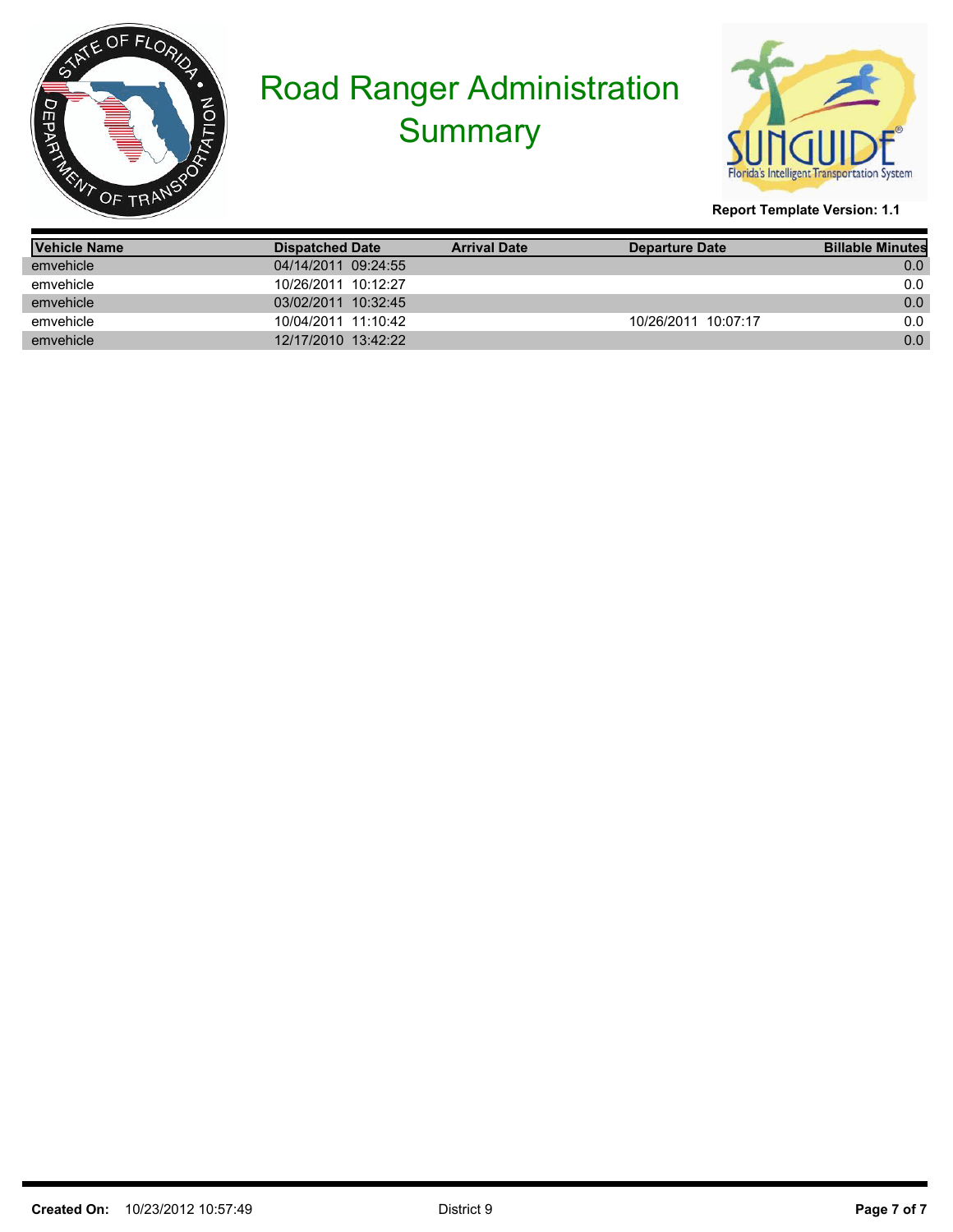# Road Ranger Administration Summary

**Report Template Version: 1.1**

| Vehicle Name | Dispatched Date | Arrival Date | Departure Date | Billable Minutes |
|---|---|---|---|---|
| emvehicle | 04/14/2011 09:24:55 | | | 0.0 |
| emvehicle | 10/26/2011 10:12:27 | | | 0.0 |
| emvehicle | 03/02/2011 10:32:45 | | | 0.0 |
| emvehicle | 10/04/2011 11:10:42 | | 10/26/2011 10:07:17 | 0.0 |
| emvehicle | 12/17/2010 13:42:22 | | | 0.0 |

**Created On:** 10/23/2012 10:57:49 District 9